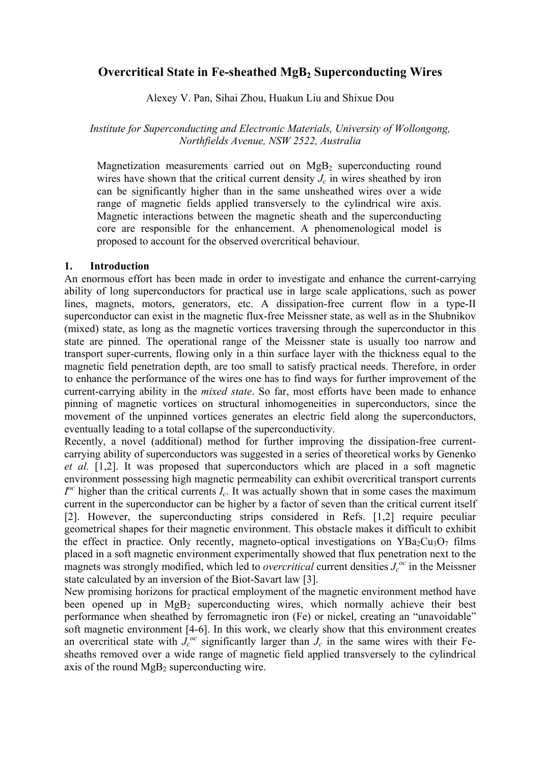# Overcritical State in Fe-sheathed $MgB_2$ Superconducting Wires

Alexey V. Pan, Sihai Zhou, Huakun Liu and Shixue Dou

*Institute for Superconducting and Electronic Materials, University of Wollongong, Northfields Avenue, NSW 2522, Australia*

Magnetization measurements carried out on $MgB_2$ superconducting round wires have shown that the critical current density $J_c$ in wires sheathed by iron can be significantly higher than in the same unsheathed wires over a wide range of magnetic fields applied transversely to the cylindrical wire axis. Magnetic interactions between the magnetic sheath and the superconducting core are responsible for the enhancement. A phenomenological model is proposed to account for the observed overcritical behaviour.

## 1. Introduction

An enormous effort has been made in order to investigate and enhance the current-carrying ability of long superconductors for practical use in large scale applications, such as power lines, magnets, motors, generators, etc. A dissipation-free current flow in a type-II superconductor can exist in the magnetic flux-free Meissner state, as well as in the Shubnikov (mixed) state, as long as the magnetic vortices traversing through the superconductor in this state are pinned. The operational range of the Meissner state is usually too narrow and transport super-currents, flowing only in a thin surface layer with the thickness equal to the magnetic field penetration depth, are too small to satisfy practical needs. Therefore, in order to enhance the performance of the wires one has to find ways for further improvement of the current-carrying ability in the *mixed state*. So far, most efforts have been made to enhance pinning of magnetic vortices on structural inhomogeneities in superconductors, since the movement of the unpinned vortices generates an electric field along the superconductors, eventually leading to a total collapse of the superconductivity.

Recently, a novel (additional) method for further improving the dissipation-free current-carrying ability of superconductors was suggested in a series of theoretical works by Genenko *et al.* [1,2]. It was proposed that superconductors which are placed in a soft magnetic environment possessing high magnetic permeability can exhibit overcritical transport currents $I^{oc}$ higher than the critical currents $I_c$. It was actually shown that in some cases the maximum current in the superconductor can be higher by a factor of seven than the critical current itself [2]. However, the superconducting strips considered in Refs. [1,2] require peculiar geometrical shapes for their magnetic environment. This obstacle makes it difficult to exhibit the effect in practice. Only recently, magneto-optical investigations on $YBa_2Cu_3O_7$ films placed in a soft magnetic environment experimentally showed that flux penetration next to the magnets was strongly modified, which led to *overcritical* current densities $J_c^{oc}$ in the Meissner state calculated by an inversion of the Biot-Savart law [3].

New promising horizons for practical employment of the magnetic environment method have been opened up in $MgB_2$ superconducting wires, which normally achieve their best performance when sheathed by ferromagnetic iron (Fe) or nickel, creating an "unavoidable" soft magnetic environment [4-6]. In this work, we clearly show that this environment creates an overcritical state with $J_c^{oc}$ significantly larger than $J_c$ in the same wires with their Fe-sheaths removed over a wide range of magnetic field applied transversely to the cylindrical axis of the round $MgB_2$ superconducting wire.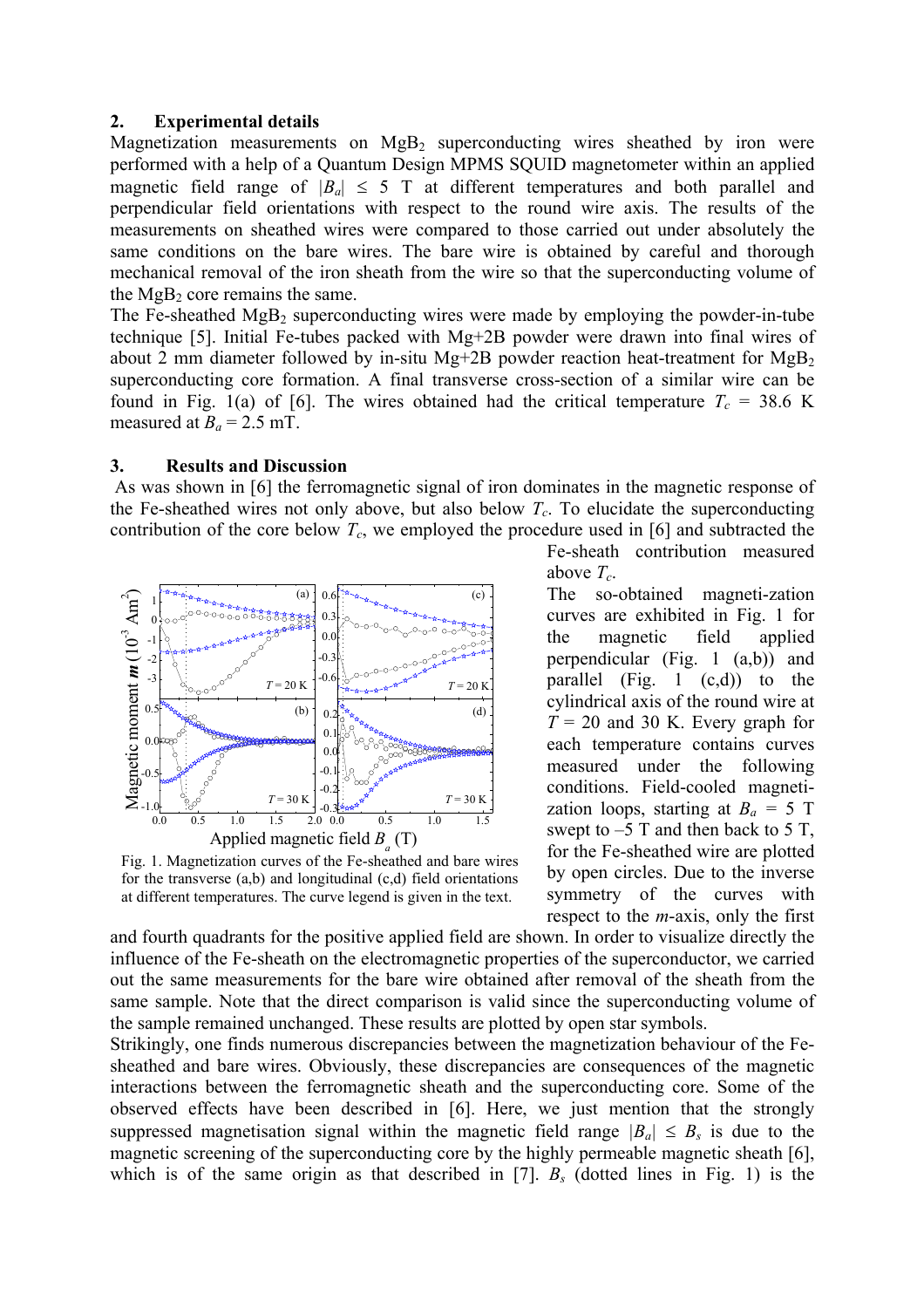## 2. Experimental details

Magnetization measurements on $MgB_2$ superconducting wires sheathed by iron were performed with a help of a Quantum Design MPMS SQUID magnetometer within an applied magnetic field range of $|B_a| \leq 5$ T at different temperatures and both parallel and perpendicular field orientations with respect to the round wire axis. The results of the measurements on sheathed wires were compared to those carried out under absolutely the same conditions on the bare wires. The bare wire is obtained by careful and thorough mechanical removal of the iron sheath from the wire so that the superconducting volume of the $MgB_2$ core remains the same.

The Fe-sheathed $MgB_2$ superconducting wires were made by employing the powder-in-tube technique [5]. Initial Fe-tubes packed with Mg+2B powder were drawn into final wires of about 2 mm diameter followed by in-situ Mg+2B powder reaction heat-treatment for $MgB_2$ superconducting core formation. A final transverse cross-section of a similar wire can be found in Fig. 1(a) of [6]. The wires obtained had the critical temperature $T_c = 38.6$ K measured at $B_a = 2.5$ mT.

## 3. Results and Discussion

As was shown in [6] the ferromagnetic signal of iron dominates in the magnetic response of the Fe-sheathed wires not only above, but also below $T_c$. To elucidate the superconducting contribution of the core below $T_c$, we employed the procedure used in [6] and subtracted the Fe-sheath contribution measured above $T_c$.

Fig. 1. Magnetization curves of the Fe-sheathed and bare wires for the transverse (a,b) and longitudinal (c,d) field orientations at different temperatures. The curve legend is given in the text.

The so-obtained magneti-zation curves are exhibited in Fig. 1 for the magnetic field applied perpendicular (Fig. 1 (a,b)) and parallel (Fig. 1 (c,d)) to the cylindrical axis of the round wire at $T = 20$ and 30 K. Every graph for each temperature contains curves measured under the following conditions. Field-cooled magneti-zation loops, starting at $B_a = 5$ T swept to $-5$ T and then back to 5 T, for the Fe-sheathed wire are plotted by open circles. Due to the inverse symmetry of the curves with respect to the $m$-axis, only the first and fourth quadrants for the positive applied field are shown. In order to visualize directly the influence of the Fe-sheath on the electromagnetic properties of the superconductor, we carried out the same measurements for the bare wire obtained after removal of the sheath from the same sample. Note that the direct comparison is valid since the superconducting volume of the sample remained unchanged. These results are plotted by open star symbols.

Strikingly, one finds numerous discrepancies between the magnetization behaviour of the Fe-sheathed and bare wires. Obviously, these discrepancies are consequences of the magnetic interactions between the ferromagnetic sheath and the superconducting core. Some of the observed effects have been described in [6]. Here, we just mention that the strongly suppressed magnetisation signal within the magnetic field range $|B_a| \leq B_s$ is due to the magnetic screening of the superconducting core by the highly permeable magnetic sheath [6], which is of the same origin as that described in [7]. $B_s$ (dotted lines in Fig. 1) is the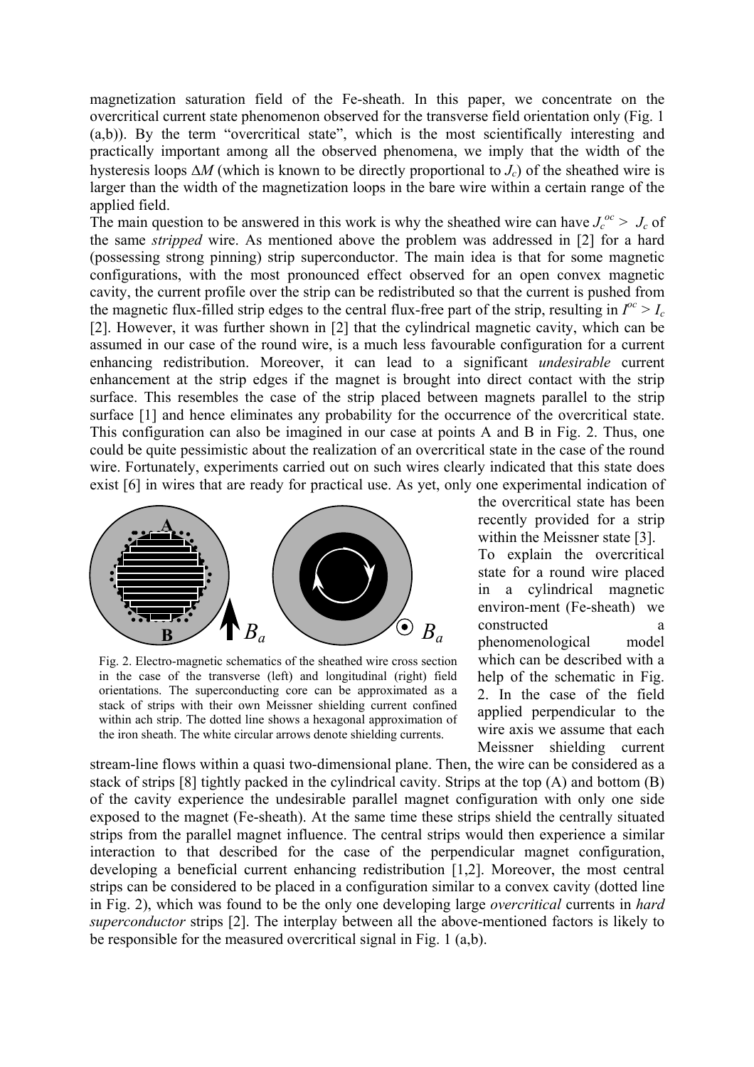magnetization saturation field of the Fe-sheath. In this paper, we concentrate on the overcritical current state phenomenon observed for the transverse field orientation only (Fig. 1 (a,b)). By the term "overcritical state", which is the most scientifically interesting and practically important among all the observed phenomena, we imply that the width of the hysteresis loops $\Delta M$ (which is known to be directly proportional to $J_c$) of the sheathed wire is larger than the width of the magnetization loops in the bare wire within a certain range of the applied field.

The main question to be answered in this work is why the sheathed wire can have $J_c^{oc} > J_c$ of the same *stripped* wire. As mentioned above the problem was addressed in [2] for a hard (possessing strong pinning) strip superconductor. The main idea is that for some magnetic configurations, with the most pronounced effect observed for an open convex magnetic cavity, the current profile over the strip can be redistributed so that the current is pushed from the magnetic flux-filled strip edges to the central flux-free part of the strip, resulting in $I^{oc} > I_c$ [2]. However, it was further shown in [2] that the cylindrical magnetic cavity, which can be assumed in our case of the round wire, is a much less favourable configuration for a current enhancing redistribution. Moreover, it can lead to a significant *undesirable* current enhancement at the strip edges if the magnet is brought into direct contact with the strip surface. This resembles the case of the strip placed between magnets parallel to the strip surface [1] and hence eliminates any probability for the occurrence of the overcritical state. This configuration can also be imagined in our case at points A and B in Fig. 2. Thus, one could be quite pessimistic about the realization of an overcritical state in the case of the round wire. Fortunately, experiments carried out on such wires clearly indicated that this state does exist [6] in wires that are ready for practical use. As yet, only one experimental indication of the overcritical state has been recently provided for a strip within the Meissner state [3].

To explain the overcritical state for a round wire placed in a cylindrical magnetic environ-ment (Fe-sheath) we constructed a phenomenological model which can be described with a help of the schematic in Fig. 2. In the case of the field applied perpendicular to the wire axis we assume that each Meissner shielding current stream-line flows within a quasi two-dimensional plane. Then, the wire can be considered as a stack of strips [8] tightly packed in the cylindrical cavity. Strips at the top (A) and bottom (B) of the cavity experience the undesirable parallel magnet configuration with only one side exposed to the magnet (Fe-sheath). At the same time these strips shield the centrally situated strips from the parallel magnet influence. The central strips would then experience a similar interaction to that described for the case of the perpendicular magnet configuration, developing a beneficial current enhancing redistribution [1,2]. Moreover, the most central strips can be considered to be placed in a configuration similar to a convex cavity (dotted line in Fig. 2), which was found to be the only one developing large *overcritical* currents in *hard superconductor* strips [2]. The interplay between all the above-mentioned factors is likely to be responsible for the measured overcritical signal in Fig. 1 (a,b).

Fig. 2. Electro-magnetic schematics of the sheathed wire cross section in the case of the transverse (left) and longitudinal (right) field orientations. The superconducting core can be approximated as a stack of strips with their own Meissner shielding current confined within ach strip. The dotted line shows a hexagonal approximation of the iron sheath. The white circular arrows denote shielding currents.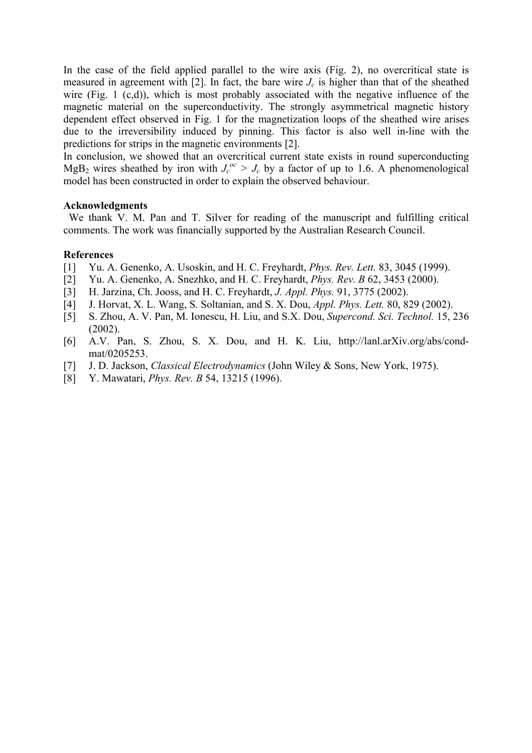In the case of the field applied parallel to the wire axis (Fig. 2), no overcritical state is measured in agreement with [2]. In fact, the bare wire $J_c$ is higher than that of the sheathed wire (Fig. 1 (c,d)), which is most probably associated with the negative influence of the magnetic material on the superconductivity. The strongly asymmetrical magnetic history dependent effect observed in Fig. 1 for the magnetization loops of the sheathed wire arises due to the irreversibility induced by pinning. This factor is also well in-line with the predictions for strips in the magnetic environments [2].

In conclusion, we showed that an overcritical current state exists in round superconducting $MgB_2$ wires sheathed by iron with $J_c^{oc} > J_c$ by a factor of up to 1.6. A phenomenological model has been constructed in order to explain the observed behaviour.

**Acknowledgments**

We thank V. M. Pan and T. Silver for reading of the manuscript and fulfilling critical comments. The work was financially supported by the Australian Research Council.

**References**

[1] Yu. A. Genenko, A. Usoskin, and H. C. Freyhardt, *Phys. Rev. Lett.* 83, 3045 (1999).

[2] Yu. A. Genenko, A. Snezhko, and H. C. Freyhardt, *Phys. Rev. B* 62, 3453 (2000).

[3] H. Jarzina, Ch. Jooss, and H. C. Freyhardt, *J. Appl. Phys.* 91, 3775 (2002).

[4] J. Horvat, X. L. Wang, S. Soltanian, and S. X. Dou, *Appl. Phys. Lett.* 80, 829 (2002).

[5] S. Zhou, A. V. Pan, M. Ionescu, H. Liu, and S.X. Dou, *Supercond. Sci. Technol.* 15, 236 (2002).

[6] A.V. Pan, S. Zhou, S. X. Dou, and H. K. Liu, http://lanl.arXiv.org/abs/cond-mat/0205253.

[7] J. D. Jackson, *Classical Electrodynamics* (John Wiley & Sons, New York, 1975).

[8] Y. Mawatari, *Phys. Rev. B* 54, 13215 (1996).